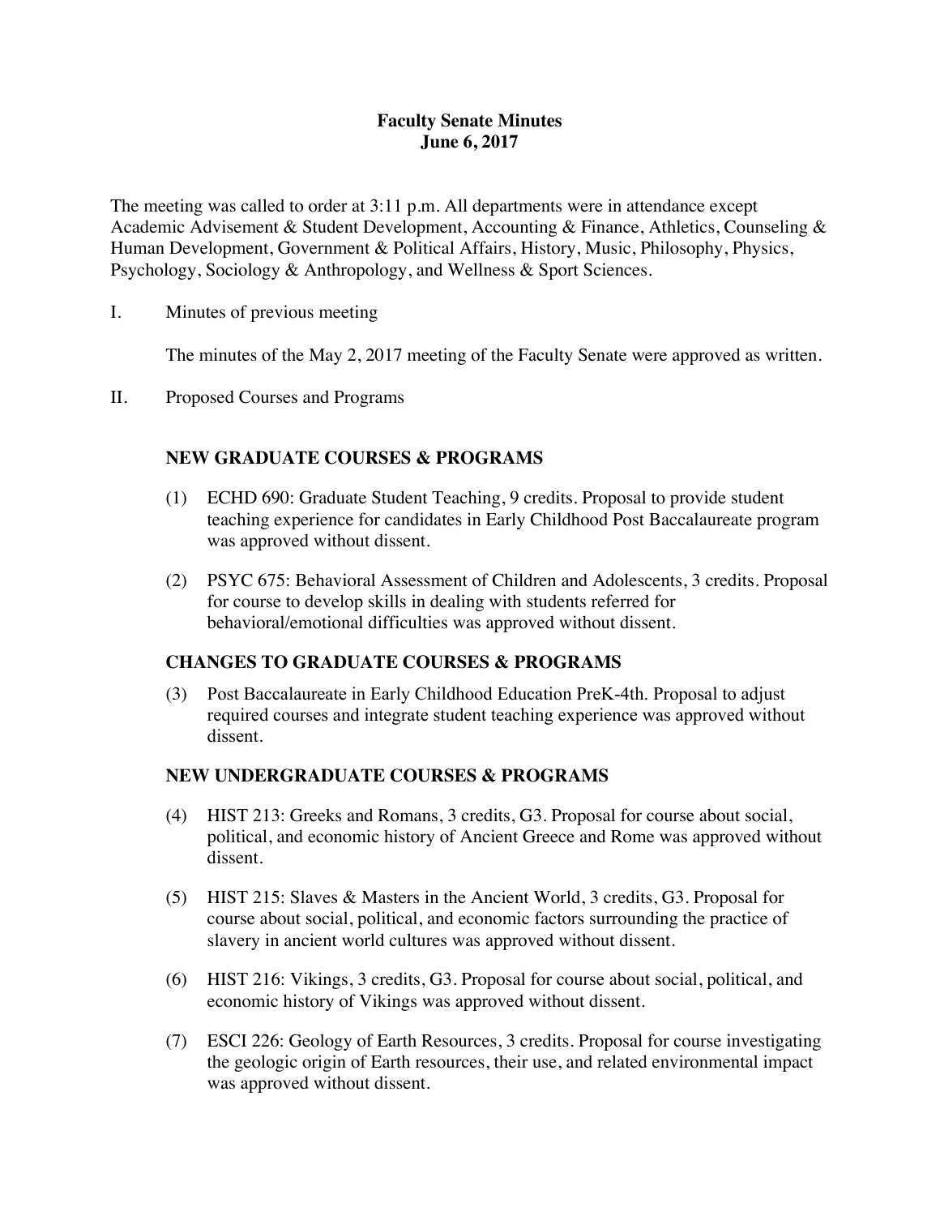# Faculty Senate Minutes
## June 6, 2017

The meeting was called to order at 3:11 p.m. All departments were in attendance except Academic Advisement & Student Development, Accounting & Finance, Athletics, Counseling & Human Development, Government & Political Affairs, History, Music, Philosophy, Physics, Psychology, Sociology & Anthropology, and Wellness & Sport Sciences.

I. Minutes of previous meeting

The minutes of the May 2, 2017 meeting of the Faculty Senate were approved as written.

II. Proposed Courses and Programs

### NEW GRADUATE COURSES & PROGRAMS

(1) ECHD 690: Graduate Student Teaching, 9 credits. Proposal to provide student teaching experience for candidates in Early Childhood Post Baccalaureate program was approved without dissent.

(2) PSYC 675: Behavioral Assessment of Children and Adolescents, 3 credits. Proposal for course to develop skills in dealing with students referred for behavioral/emotional difficulties was approved without dissent.

### CHANGES TO GRADUATE COURSES & PROGRAMS

(3) Post Baccalaureate in Early Childhood Education PreK-4th. Proposal to adjust required courses and integrate student teaching experience was approved without dissent.

### NEW UNDERGRADUATE COURSES & PROGRAMS

(4) HIST 213: Greeks and Romans, 3 credits, G3. Proposal for course about social, political, and economic history of Ancient Greece and Rome was approved without dissent.

(5) HIST 215: Slaves & Masters in the Ancient World, 3 credits, G3. Proposal for course about social, political, and economic factors surrounding the practice of slavery in ancient world cultures was approved without dissent.

(6) HIST 216: Vikings, 3 credits, G3. Proposal for course about social, political, and economic history of Vikings was approved without dissent.

(7) ESCI 226: Geology of Earth Resources, 3 credits. Proposal for course investigating the geologic origin of Earth resources, their use, and related environmental impact was approved without dissent.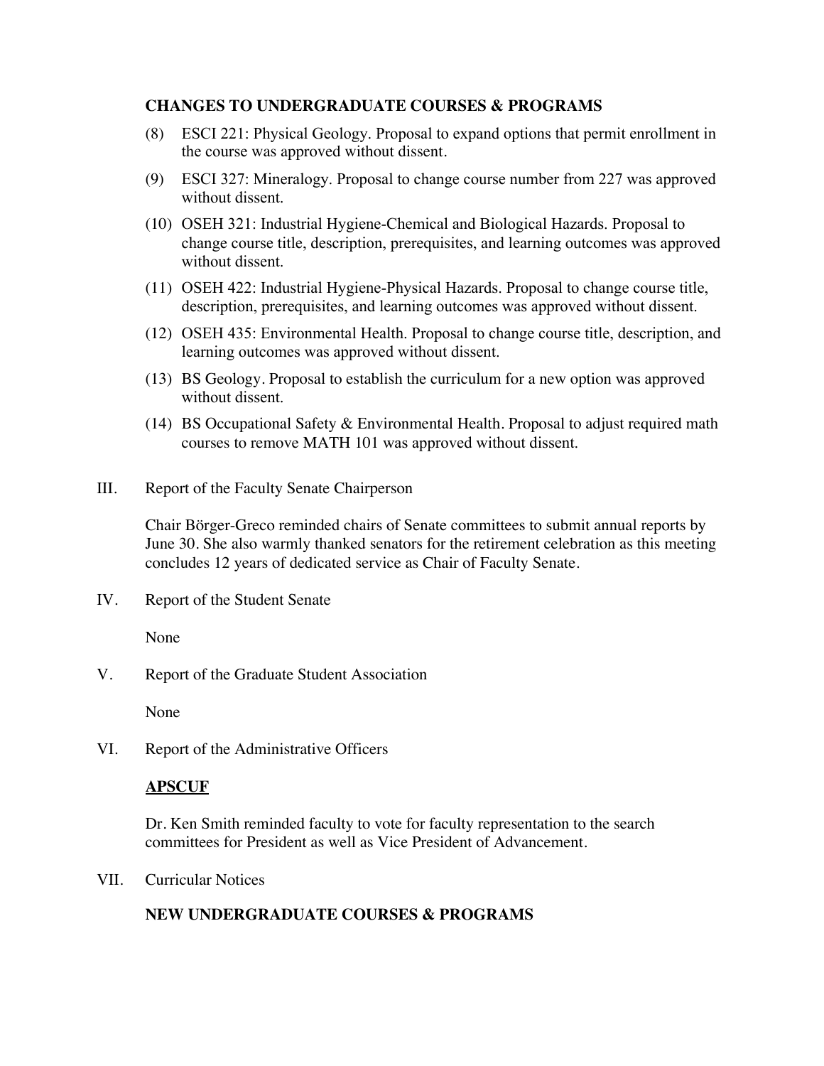**CHANGES TO UNDERGRADUATE COURSES & PROGRAMS**

(8) ESCI 221: Physical Geology. Proposal to expand options that permit enrollment in the course was approved without dissent.

(9) ESCI 327: Mineralogy. Proposal to change course number from 227 was approved without dissent.

(10) OSEH 321: Industrial Hygiene-Chemical and Biological Hazards. Proposal to change course title, description, prerequisites, and learning outcomes was approved without dissent.

(11) OSEH 422: Industrial Hygiene-Physical Hazards. Proposal to change course title, description, prerequisites, and learning outcomes was approved without dissent.

(12) OSEH 435: Environmental Health. Proposal to change course title, description, and learning outcomes was approved without dissent.

(13) BS Geology. Proposal to establish the curriculum for a new option was approved without dissent.

(14) BS Occupational Safety & Environmental Health. Proposal to adjust required math courses to remove MATH 101 was approved without dissent.

III. Report of the Faculty Senate Chairperson

Chair Börger-Greco reminded chairs of Senate committees to submit annual reports by June 30. She also warmly thanked senators for the retirement celebration as this meeting concludes 12 years of dedicated service as Chair of Faculty Senate.

IV. Report of the Student Senate

None

V. Report of the Graduate Student Association

None

VI. Report of the Administrative Officers

**APSCUF**

Dr. Ken Smith reminded faculty to vote for faculty representation to the search committees for President as well as Vice President of Advancement.

VII. Curricular Notices

**NEW UNDERGRADUATE COURSES & PROGRAMS**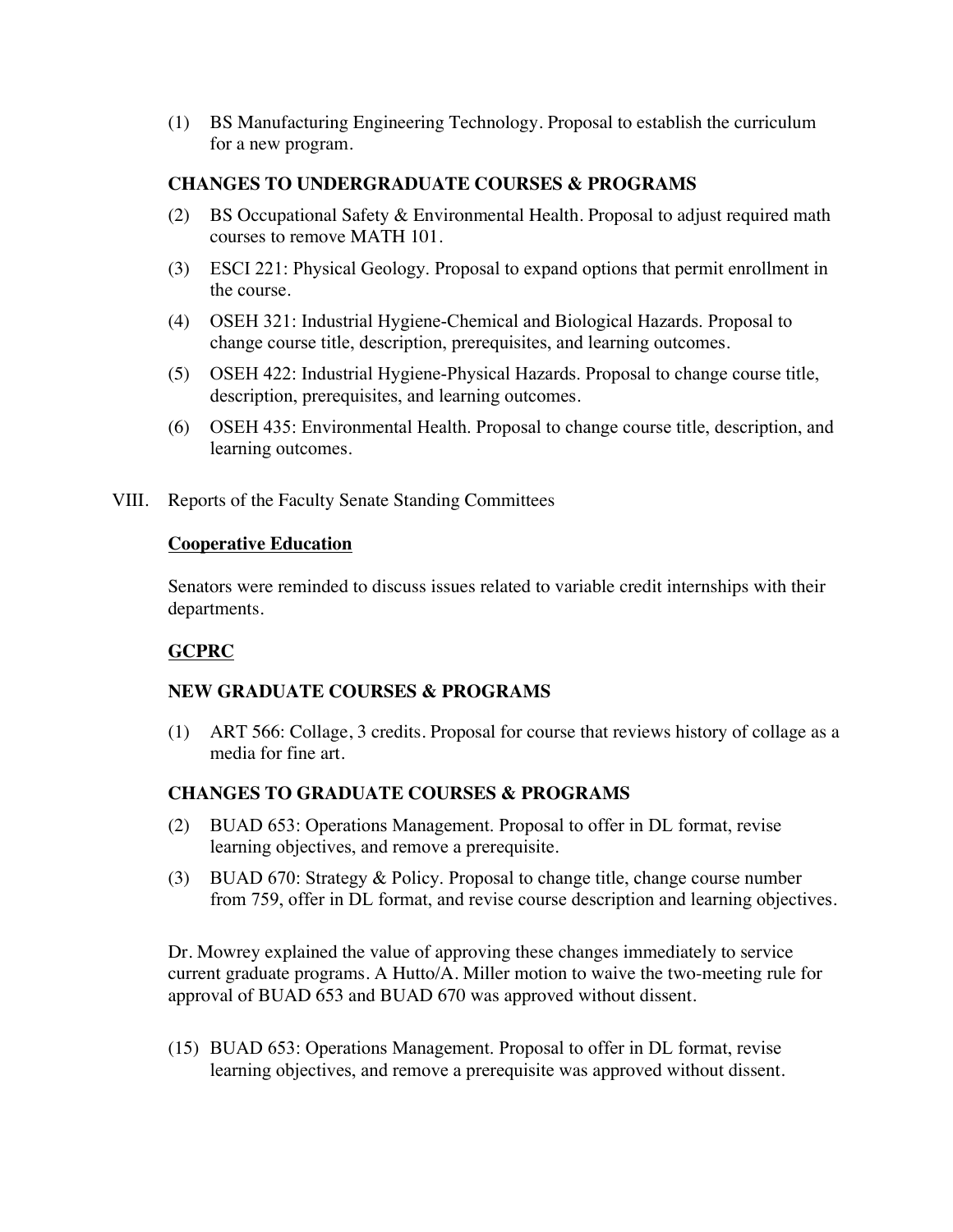(1) BS Manufacturing Engineering Technology. Proposal to establish the curriculum for a new program.

**CHANGES TO UNDERGRADUATE COURSES & PROGRAMS**

(2) BS Occupational Safety & Environmental Health. Proposal to adjust required math courses to remove MATH 101.

(3) ESCI 221: Physical Geology. Proposal to expand options that permit enrollment in the course.

(4) OSEH 321: Industrial Hygiene-Chemical and Biological Hazards. Proposal to change course title, description, prerequisites, and learning outcomes.

(5) OSEH 422: Industrial Hygiene-Physical Hazards. Proposal to change course title, description, prerequisites, and learning outcomes.

(6) OSEH 435: Environmental Health. Proposal to change course title, description, and learning outcomes.

VIII. Reports of the Faculty Senate Standing Committees

**Cooperative Education**

Senators were reminded to discuss issues related to variable credit internships with their departments.

**GCPRC**

**NEW GRADUATE COURSES & PROGRAMS**

(1) ART 566: Collage, 3 credits. Proposal for course that reviews history of collage as a media for fine art.

**CHANGES TO GRADUATE COURSES & PROGRAMS**

(2) BUAD 653: Operations Management. Proposal to offer in DL format, revise learning objectives, and remove a prerequisite.

(3) BUAD 670: Strategy & Policy. Proposal to change title, change course number from 759, offer in DL format, and revise course description and learning objectives.

Dr. Mowrey explained the value of approving these changes immediately to service current graduate programs. A Hutto/A. Miller motion to waive the two-meeting rule for approval of BUAD 653 and BUAD 670 was approved without dissent.

(15) BUAD 653: Operations Management. Proposal to offer in DL format, revise learning objectives, and remove a prerequisite was approved without dissent.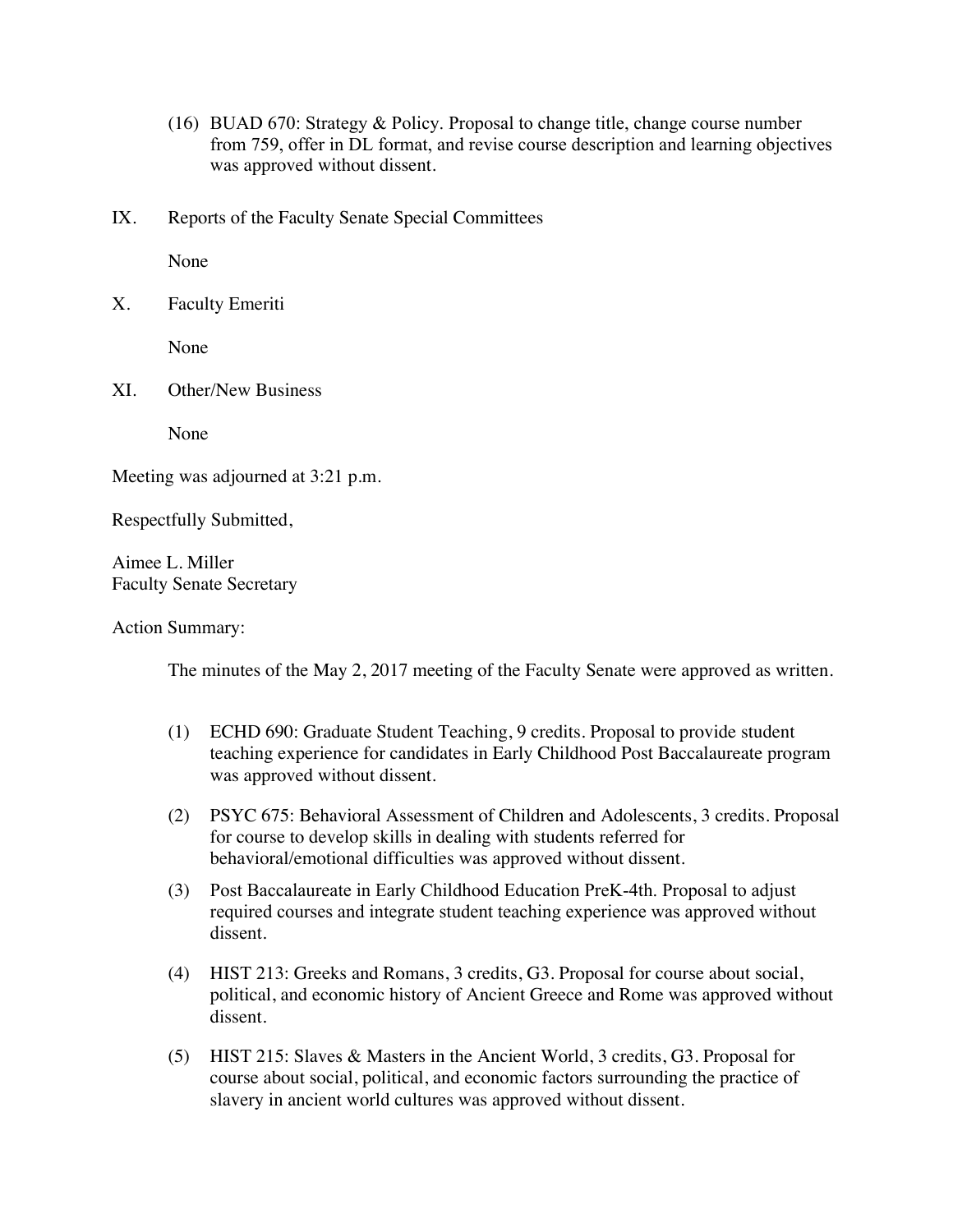(16) BUAD 670: Strategy & Policy. Proposal to change title, change course number from 759, offer in DL format, and revise course description and learning objectives was approved without dissent.

## IX. Reports of the Faculty Senate Special Committees

None

## X. Faculty Emeriti

None

## XI. Other/New Business

None

Meeting was adjourned at 3:21 p.m.

Respectfully Submitted,

Aimee L. Miller
Faculty Senate Secretary

Action Summary:

The minutes of the May 2, 2017 meeting of the Faculty Senate were approved as written.

(1) ECHD 690: Graduate Student Teaching, 9 credits. Proposal to provide student teaching experience for candidates in Early Childhood Post Baccalaureate program was approved without dissent.

(2) PSYC 675: Behavioral Assessment of Children and Adolescents, 3 credits. Proposal for course to develop skills in dealing with students referred for behavioral/emotional difficulties was approved without dissent.

(3) Post Baccalaureate in Early Childhood Education PreK-4th. Proposal to adjust required courses and integrate student teaching experience was approved without dissent.

(4) HIST 213: Greeks and Romans, 3 credits, G3. Proposal for course about social, political, and economic history of Ancient Greece and Rome was approved without dissent.

(5) HIST 215: Slaves & Masters in the Ancient World, 3 credits, G3. Proposal for course about social, political, and economic factors surrounding the practice of slavery in ancient world cultures was approved without dissent.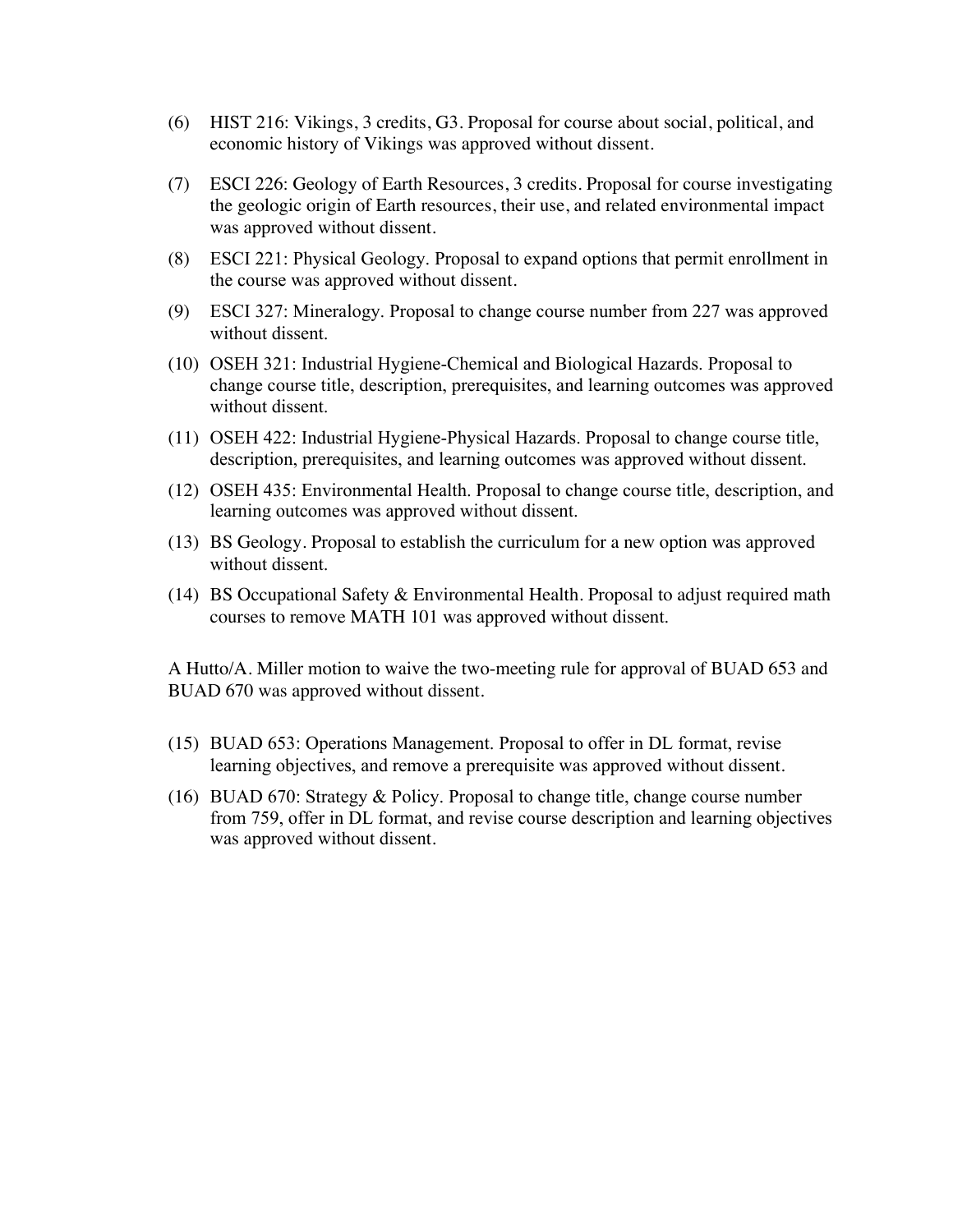(6) HIST 216: Vikings, 3 credits, G3. Proposal for course about social, political, and economic history of Vikings was approved without dissent.

(7) ESCI 226: Geology of Earth Resources, 3 credits. Proposal for course investigating the geologic origin of Earth resources, their use, and related environmental impact was approved without dissent.

(8) ESCI 221: Physical Geology. Proposal to expand options that permit enrollment in the course was approved without dissent.

(9) ESCI 327: Mineralogy. Proposal to change course number from 227 was approved without dissent.

(10) OSEH 321: Industrial Hygiene-Chemical and Biological Hazards. Proposal to change course title, description, prerequisites, and learning outcomes was approved without dissent.

(11) OSEH 422: Industrial Hygiene-Physical Hazards. Proposal to change course title, description, prerequisites, and learning outcomes was approved without dissent.

(12) OSEH 435: Environmental Health. Proposal to change course title, description, and learning outcomes was approved without dissent.

(13) BS Geology. Proposal to establish the curriculum for a new option was approved without dissent.

(14) BS Occupational Safety & Environmental Health. Proposal to adjust required math courses to remove MATH 101 was approved without dissent.

A Hutto/A. Miller motion to waive the two-meeting rule for approval of BUAD 653 and BUAD 670 was approved without dissent.

(15) BUAD 653: Operations Management. Proposal to offer in DL format, revise learning objectives, and remove a prerequisite was approved without dissent.

(16) BUAD 670: Strategy & Policy. Proposal to change title, change course number from 759, offer in DL format, and revise course description and learning objectives was approved without dissent.